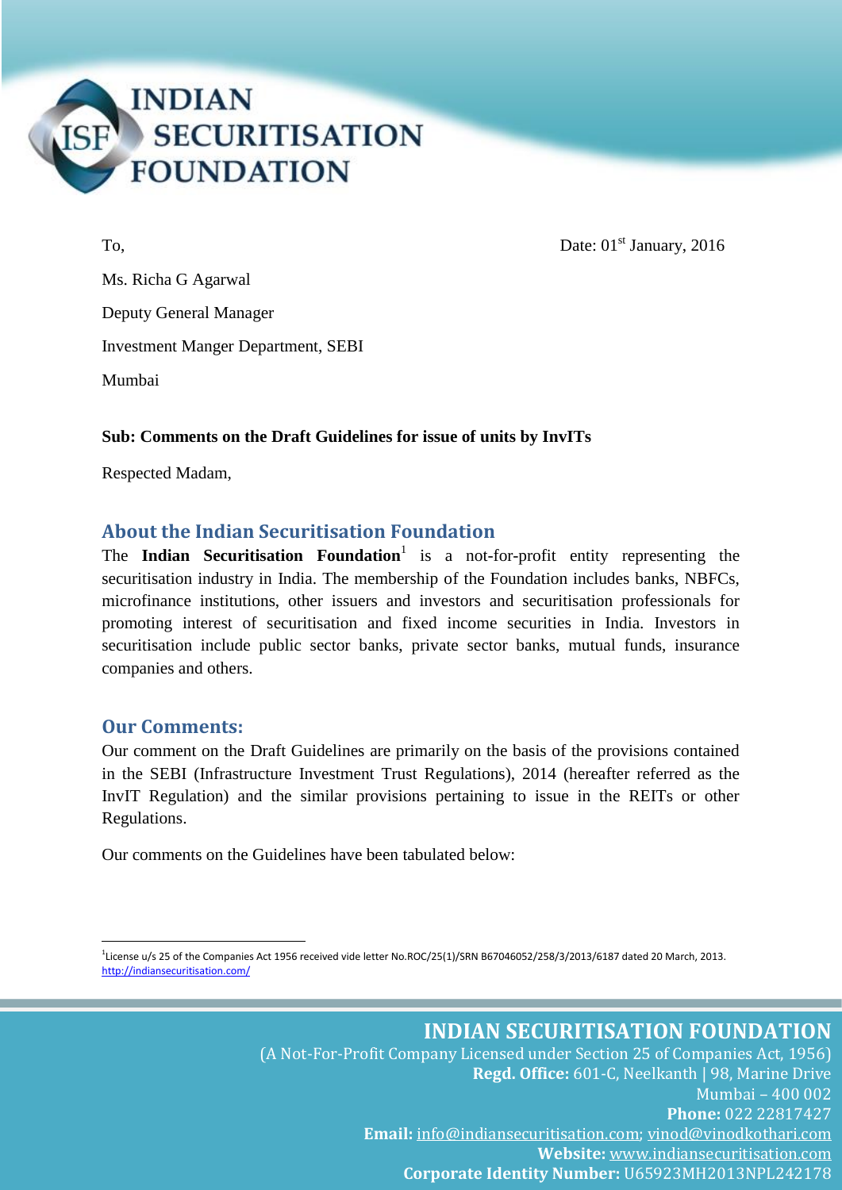# INDIAN SECURITISATION FOUNDATION

To,

Date: 01st January, 2016

Ms. Richa G Agarwal

Deputy General Manager

Investment Manger Department, SEBI

Mumbai

**Sub: Comments on the Draft Guidelines for issue of units by InvITs**

Respected Madam,

## About the Indian Securitisation Foundation

The **Indian Securitisation Foundation**[1] is a not-for-profit entity representing the securitisation industry in India. The membership of the Foundation includes banks, NBFCs, microfinance institutions, other issuers and investors and securitisation professionals for promoting interest of securitisation and fixed income securities in India. Investors in securitisation include public sector banks, private sector banks, mutual funds, insurance companies and others.

## Our Comments:

Our comment on the Draft Guidelines are primarily on the basis of the provisions contained in the SEBI (Infrastructure Investment Trust Regulations), 2014 (hereafter referred as the InvIT Regulation) and the similar provisions pertaining to issue in the REITs or other Regulations.

Our comments on the Guidelines have been tabulated below:

[1] License u/s 25 of the Companies Act 1956 received vide letter No.ROC/25(1)/SRN B67046052/258/3/2013/6187 dated 20 March, 2013. http://indiansecuritisation.com/

**INDIAN SECURITISATION FOUNDATION**
(A Not-For-Profit Company Licensed under Section 25 of Companies Act, 1956)
**Regd. Office:** 601-C, Neelkanth | 98, Marine Drive
Mumbai – 400 002
**Phone:** 022 22817427
**Email:** info@indiansecuritisation.com; vinod@vinodkothari.com
**Website:** www.indiansecuritisation.com
**Corporate Identity Number:** U65923MH2013NPL242178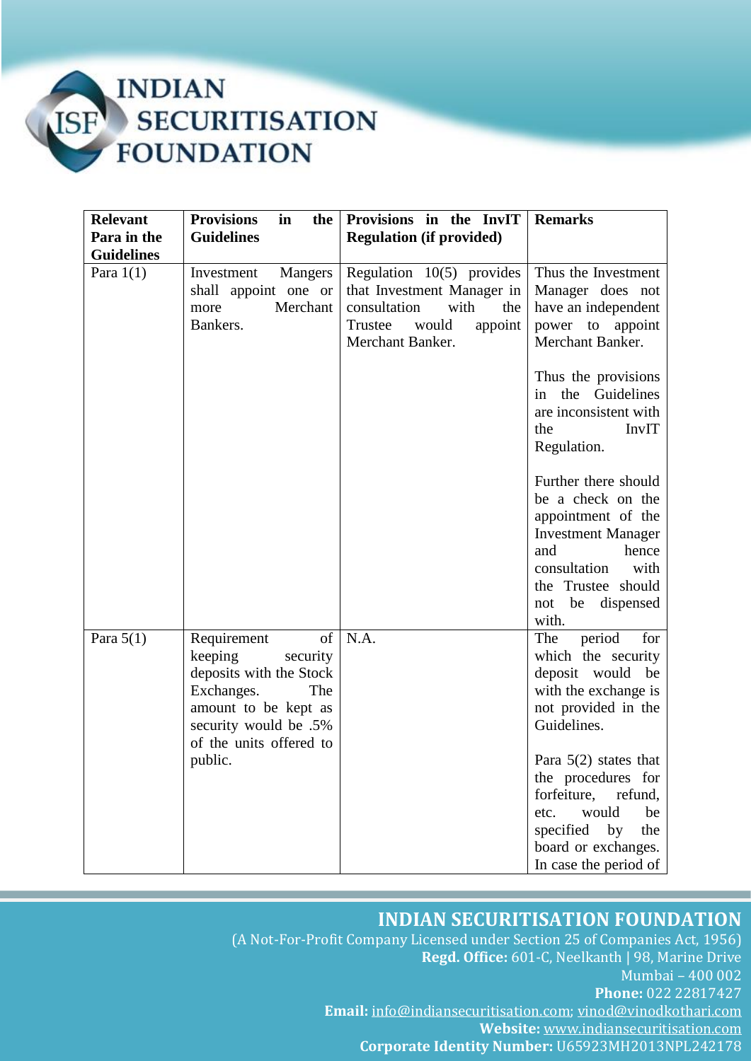| Relevant Para in the Guidelines | Provisions in the Guidelines | Provisions in the InvIT Regulation (if provided) | Remarks |
|---|---|---|---|
| Para 1(1) | Investment Mangers shall appoint one or more Merchant Bankers. | Regulation 10(5) provides that Investment Manager in consultation with the Trustee would appoint Merchant Banker. | Thus the Investment Manager does not have an independent power to appoint Merchant Banker.<br><br>Thus the provisions in the Guidelines are inconsistent with the InvIT Regulation.<br><br>Further there should be a check on the appointment of the Investment Manager and hence consultation with the Trustee should not be dispensed with. |
| Para 5(1) | Requirement of keeping security deposits with the Stock Exchanges. The amount to be kept as security would be .5% of the units offered to public. | N.A. | The period for which the security deposit would be with the exchange is not provided in the Guidelines.<br><br>Para 5(2) states that the procedures for forfeiture, refund, etc. would be specified by the board or exchanges. In case the period of |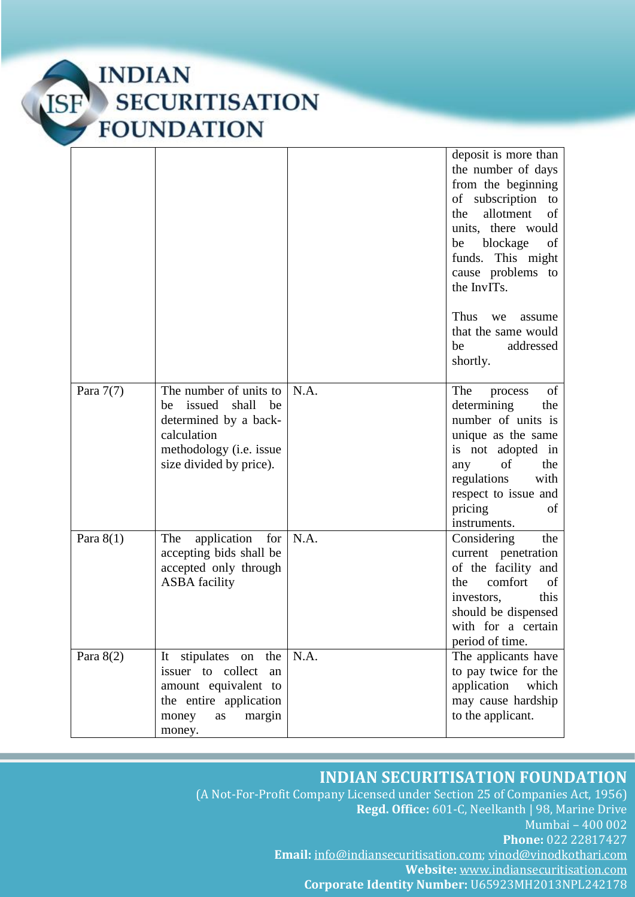| | | | deposit is more than the number of days from the beginning of subscription to the allotment of units, there would be blockage of funds. This might cause problems to the InvITs.<br><br>Thus we assume that the same would be addressed shortly. |
|---|---|---|---|
| Para 7(7) | The number of units to be issued shall be determined by a back-calculation methodology (i.e. issue size divided by price). | N.A. | The process of determining the number of units is unique as the same is not adopted in any of the regulations with respect to issue and pricing of instruments. |
| Para 8(1) | The application for accepting bids shall be accepted only through ASBA facility | N.A. | Considering the current penetration of the facility and the comfort of investors, this should be dispensed with for a certain period of time. |
| Para 8(2) | It stipulates on the issuer to collect an amount equivalent to the entire application money as margin money. | N.A. | The applicants have to pay twice for the application which may cause hardship to the applicant. |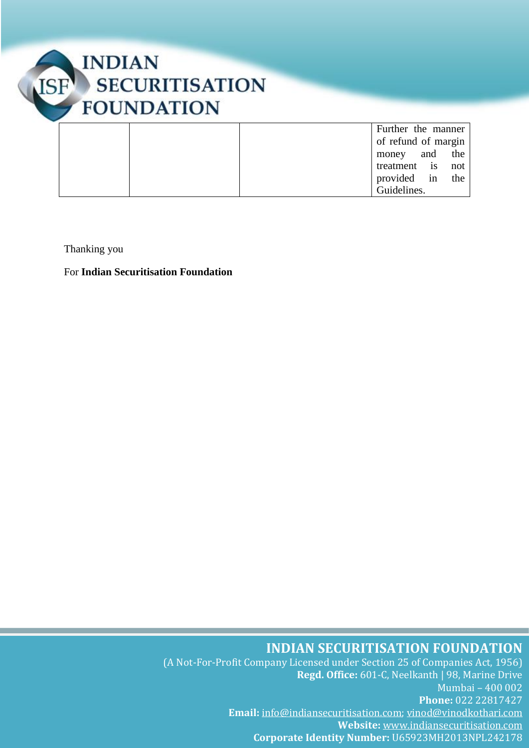| | | | |
|---|---|---|---|
| | | | Further the manner of refund of margin money and the treatment is not provided in the Guidelines. |

Thanking you

For **Indian Securitisation Foundation**